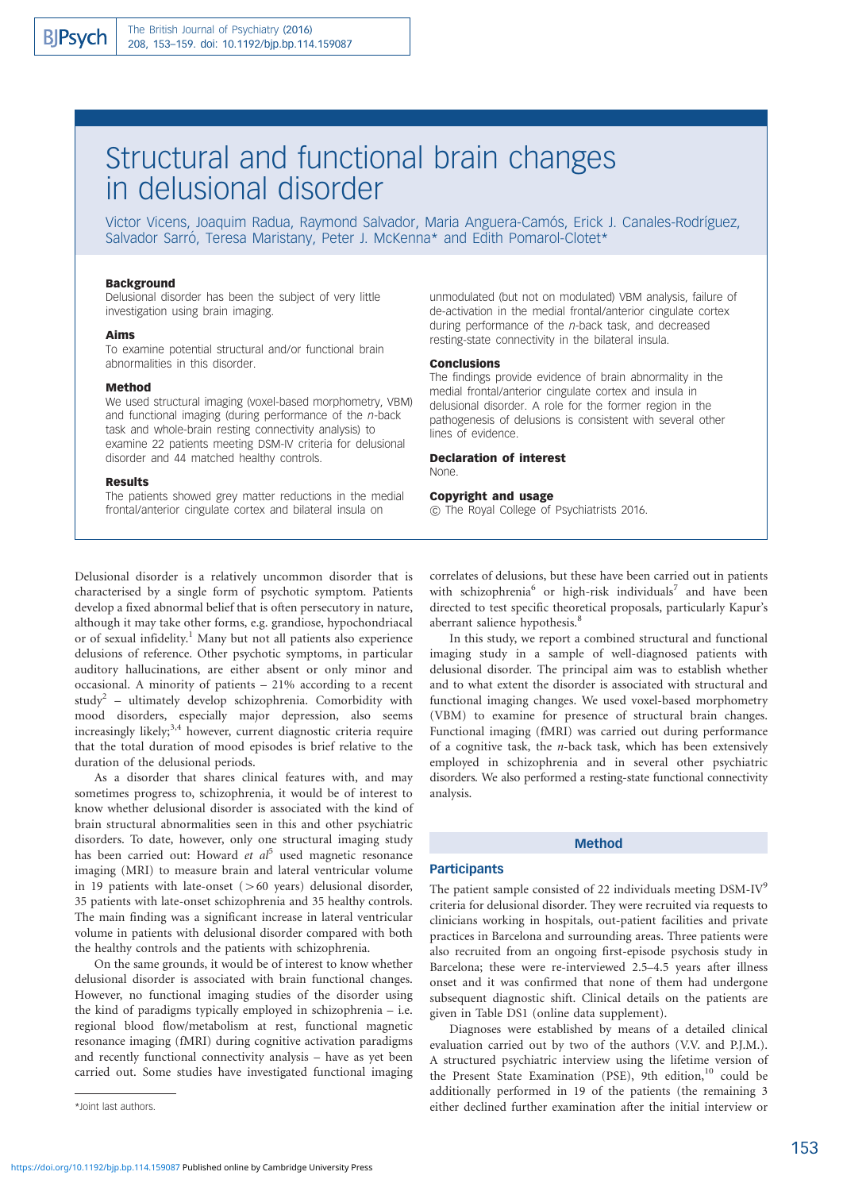# Structural and functional brain changes in delusional disorder

Victor Vicens, Joaquim Radua, Raymond Salvador, Maria Anguera-Camós, Erick J. Canales-Rodríguez, Salvador Sarró, Teresa Maristany, Peter J. McKenna* and Edith Pomarol-Clotet*

### Background

Delusional disorder has been the subject of very little investigation using brain imaging.

### Aims

To examine potential structural and/or functional brain abnormalities in this disorder.

### Method

We used structural imaging (voxel-based morphometry, VBM) and functional imaging (during performance of the *n*-back task and whole-brain resting connectivity analysis) to examine 22 patients meeting DSM-IV criteria for delusional disorder and 44 matched healthy controls.

### Results

The patients showed grey matter reductions in the medial frontal/anterior cingulate cortex and bilateral insula on unmodulated (but not on modulated) VBM analysis, failure of de-activation in the medial frontal/anterior cingulate cortex during performance of the *n*-back task, and decreased resting-state connectivity in the bilateral insula.

### Conclusions

The findings provide evidence of brain abnormality in the medial frontal/anterior cingulate cortex and insula in delusional disorder. A role for the former region in the pathogenesis of delusions is consistent with several other lines of evidence.

### Declaration of interest

None.

### Copyright and usage

© The Royal College of Psychiatrists 2016.

Delusional disorder is a relatively uncommon disorder that is characterised by a single form of psychotic symptom. Patients develop a fixed abnormal belief that is often persecutory in nature, although it may take other forms, e.g. grandiose, hypochondriacal or of sexual infidelity.[1] Many but not all patients also experience delusions of reference. Other psychotic symptoms, in particular auditory hallucinations, are either absent or only minor and occasional. A minority of patients – 21% according to a recent study[2] – ultimately develop schizophrenia. Comorbidity with mood disorders, especially major depression, also seems increasingly likely;[3,4] however, current diagnostic criteria require that the total duration of mood episodes is brief relative to the duration of the delusional periods.

As a disorder that shares clinical features with, and may sometimes progress to, schizophrenia, it would be of interest to know whether delusional disorder is associated with the kind of brain structural abnormalities seen in this and other psychiatric disorders. To date, however, only one structural imaging study has been carried out: Howard *et al*[5] used magnetic resonance imaging (MRI) to measure brain and lateral ventricular volume in 19 patients with late-onset (>60 years) delusional disorder, 35 patients with late-onset schizophrenia and 35 healthy controls. The main finding was a significant increase in lateral ventricular volume in patients with delusional disorder compared with both the healthy controls and the patients with schizophrenia.

On the same grounds, it would be of interest to know whether delusional disorder is associated with brain functional changes. However, no functional imaging studies of the disorder using the kind of paradigms typically employed in schizophrenia – i.e. regional blood flow/metabolism at rest, functional magnetic resonance imaging (fMRI) during cognitive activation paradigms and recently functional connectivity analysis – have as yet been carried out. Some studies have investigated functional imaging correlates of delusions, but these have been carried out in patients with schizophrenia[6] or high-risk individuals[7] and have been directed to test specific theoretical proposals, particularly Kapur's aberrant salience hypothesis.[8]

In this study, we report a combined structural and functional imaging study in a sample of well-diagnosed patients with delusional disorder. The principal aim was to establish whether and to what extent the disorder is associated with structural and functional imaging changes. We used voxel-based morphometry (VBM) to examine for presence of structural brain changes. Functional imaging (fMRI) was carried out during performance of a cognitive task, the *n*-back task, which has been extensively employed in schizophrenia and in several other psychiatric disorders. We also performed a resting-state functional connectivity analysis.

## Method

### Participants

The patient sample consisted of 22 individuals meeting DSM-IV[9] criteria for delusional disorder. They were recruited via requests to clinicians working in hospitals, out-patient facilities and private practices in Barcelona and surrounding areas. Three patients were also recruited from an ongoing first-episode psychosis study in Barcelona; these were re-interviewed 2.5–4.5 years after illness onset and it was confirmed that none of them had undergone subsequent diagnostic shift. Clinical details on the patients are given in Table DS1 (online data supplement).

Diagnoses were established by means of a detailed clinical evaluation carried out by two of the authors (V.V. and P.J.M.). A structured psychiatric interview using the lifetime version of the Present State Examination (PSE), 9th edition,[10] could be additionally performed in 19 of the patients (the remaining 3 either declined further examination after the initial interview or

*Joint last authors.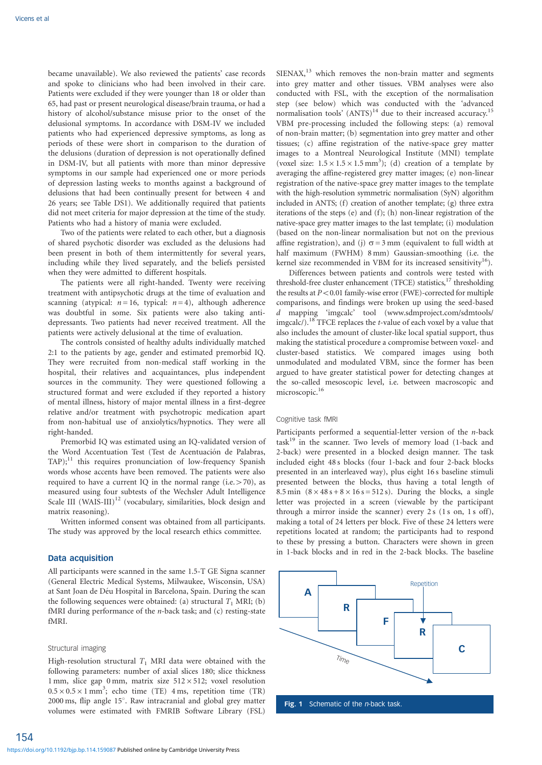became unavailable). We also reviewed the patients' case records and spoke to clinicians who had been involved in their care. Patients were excluded if they were younger than 18 or older than 65, had past or present neurological disease/brain trauma, or had a history of alcohol/substance misuse prior to the onset of the delusional symptoms. In accordance with DSM-IV we included patients who had experienced depressive symptoms, as long as periods of these were short in comparison to the duration of the delusions (duration of depression is not operationally defined in DSM-IV, but all patients with more than minor depressive symptoms in our sample had experienced one or more periods of depression lasting weeks to months against a background of delusions that had been continually present for between 4 and 26 years; see Table DS1). We additionally required that patients did not meet criteria for major depression at the time of the study. Patients who had a history of mania were excluded.

Two of the patients were related to each other, but a diagnosis of shared psychotic disorder was excluded as the delusions had been present in both of them intermittently for several years, including while they lived separately, and the beliefs persisted when they were admitted to different hospitals.

The patients were all right-handed. Twenty were receiving treatment with antipsychotic drugs at the time of evaluation and scanning (atypical: $n=16$, typical: $n=4$), although adherence was doubtful in some. Six patients were also taking antidepressants. Two patients had never received treatment. All the patients were actively delusional at the time of evaluation.

The controls consisted of healthy adults individually matched 2:1 to the patients by age, gender and estimated premorbid IQ. They were recruited from non-medical staff working in the hospital, their relatives and acquaintances, plus independent sources in the community. They were questioned following a structured format and were excluded if they reported a history of mental illness, history of major mental illness in a first-degree relative and/or treatment with psychotropic medication apart from non-habitual use of anxiolytics/hypnotics. They were all right-handed.

Premorbid IQ was estimated using an IQ-validated version of the Word Accentuation Test (Test de Acentuación de Palabras, TAP);[11] this requires pronunciation of low-frequency Spanish words whose accents have been removed. The patients were also required to have a current IQ in the normal range (i.e. >70), as measured using four subtests of the Wechsler Adult Intelligence Scale III (WAIS-III)[12] (vocabulary, similarities, block design and matrix reasoning).

Written informed consent was obtained from all participants. The study was approved by the local research ethics committee.

## Data acquisition

All participants were scanned in the same 1.5-T GE Signa scanner (General Electric Medical Systems, Milwaukee, Wisconsin, USA) at Sant Joan de Déu Hospital in Barcelona, Spain. During the scan the following sequences were obtained: (a) structural $T_1$ MRI; (b) fMRI during performance of the *n*-back task; and (c) resting-state fMRI.

### Structural imaging

High-resolution structural $T_1$ MRI data were obtained with the following parameters: number of axial slices 180; slice thickness 1 mm, slice gap 0 mm, matrix size $512 \times 512$; voxel resolution $0.5 \times 0.5 \times 1\ \text{mm}^3$; echo time (TE) 4 ms, repetition time (TR) 2000 ms, flip angle 15°. Raw intracranial and global grey matter volumes were estimated with FMRIB Software Library (FSL) SIENAX,[13] which removes the non-brain matter and segments into grey matter and other tissues. VBM analyses were also conducted with FSL, with the exception of the normalisation step (see below) which was conducted with the 'advanced normalisation tools' (ANTS)[14] due to their increased accuracy.[15] VBM pre-processing included the following steps: (a) removal of non-brain matter; (b) segmentation into grey matter and other tissues; (c) affine registration of the native-space grey matter images to a Montreal Neurological Institute (MNI) template (voxel size: $1.5 \times 1.5 \times 1.5\ \text{mm}^3$); (d) creation of a template by averaging the affine-registered grey matter images; (e) non-linear registration of the native-space grey matter images to the template with the high-resolution symmetric normalisation (SyN) algorithm included in ANTS; (f) creation of another template; (g) three extra iterations of the steps (e) and (f); (h) non-linear registration of the native-space grey matter images to the last template; (i) modulation (based on the non-linear normalisation but not on the previous affine registration), and (j) $\sigma = 3$ mm (equivalent to full width at half maximum (FWHM) 8 mm) Gaussian-smoothing (i.e. the kernel size recommended in VBM for its increased sensitivity[16]).

Differences between patients and controls were tested with threshold-free cluster enhancement (TFCE) statistics,[17] thresholding the results at $P<0.01$ family-wise error (FWE)-corrected for multiple comparisons, and findings were broken up by using the seed-based *d* mapping 'imgcalc' tool (www.sdmproject.com/sdmtools/imgcalc/).[18] TFCE replaces the *t*-value of each voxel by a value that also includes the amount of cluster-like local spatial support, thus making the statistical procedure a compromise between voxel- and cluster-based statistics. We compared images using both unmodulated and modulated VBM, since the former has been argued to have greater statistical power for detecting changes at the so-called mesoscopic level, i.e. between macroscopic and microscopic.[16]

### Cognitive task fMRI

Participants performed a sequential-letter version of the *n*-back task[19] in the scanner. Two levels of memory load (1-back and 2-back) were presented in a blocked design manner. The task included eight 48 s blocks (four 1-back and four 2-back blocks presented in an interleaved way), plus eight 16 s baseline stimuli presented between the blocks, thus having a total length of 8.5 min ($8 \times 48\,\text{s} + 8 \times 16\,\text{s} = 512\,\text{s}$). During the blocks, a single letter was projected in a screen (viewable by the participant through a mirror inside the scanner) every 2 s (1 s on, 1 s off), making a total of 24 letters per block. Five of these 24 letters were repetitions located at random; the participants had to respond to these by pressing a button. Characters were shown in green in 1-back blocks and in red in the 2-back blocks. The baseline

A
R
F
Repetition
R
C
Time

Fig. 1 Schematic of the *n*-back task.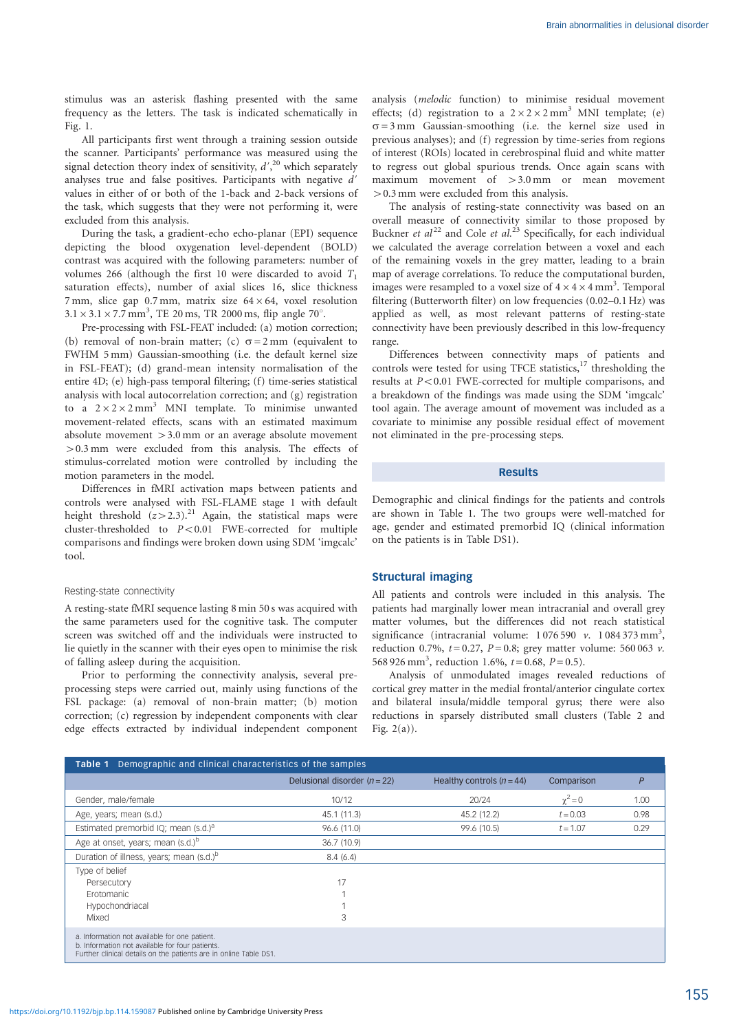stimulus was an asterisk flashing presented with the same frequency as the letters. The task is indicated schematically in Fig. 1.

All participants first went through a training session outside the scanner. Participants' performance was measured using the signal detection theory index of sensitivity, $d'$,[20] which separately analyses true and false positives. Participants with negative $d'$ values in either of or both of the 1-back and 2-back versions of the task, which suggests that they were not performing it, were excluded from this analysis.

During the task, a gradient-echo echo-planar (EPI) sequence depicting the blood oxygenation level-dependent (BOLD) contrast was acquired with the following parameters: number of volumes 266 (although the first 10 were discarded to avoid $T_1$ saturation effects), number of axial slices 16, slice thickness 7 mm, slice gap 0.7 mm, matrix size $64 \times 64$, voxel resolution $3.1 \times 3.1 \times 7.7\,\text{mm}^3$, TE 20 ms, TR 2000 ms, flip angle 70°.

Pre-processing with FSL-FEAT included: (a) motion correction; (b) removal of non-brain matter; (c) $\sigma = 2\,\text{mm}$ (equivalent to FWHM 5 mm) Gaussian-smoothing (i.e. the default kernel size in FSL-FEAT); (d) grand-mean intensity normalisation of the entire 4D; (e) high-pass temporal filtering; (f) time-series statistical analysis with local autocorrelation correction; and (g) registration to a $2 \times 2 \times 2\,\text{mm}^3$ MNI template. To minimise unwanted movement-related effects, scans with an estimated maximum absolute movement >3.0 mm or an average absolute movement >0.3 mm were excluded from this analysis. The effects of stimulus-correlated motion were controlled by including the motion parameters in the model.

Differences in fMRI activation maps between patients and controls were analysed with FSL-FLAME stage 1 with default height threshold ($z > 2.3$).[21] Again, the statistical maps were cluster-thresholded to $P < 0.01$ FWE-corrected for multiple comparisons and findings were broken down using SDM 'imgcalc' tool.

### Resting-state connectivity

A resting-state fMRI sequence lasting 8 min 50 s was acquired with the same parameters used for the cognitive task. The computer screen was switched off and the individuals were instructed to lie quietly in the scanner with their eyes open to minimise the risk of falling asleep during the acquisition.

Prior to performing the connectivity analysis, several pre-processing steps were carried out, mainly using functions of the FSL package: (a) removal of non-brain matter; (b) motion correction; (c) regression by independent components with clear edge effects extracted by individual independent component analysis (*melodic* function) to minimise residual movement effects; (d) registration to a $2 \times 2 \times 2\,\text{mm}^3$ MNI template; (e) $\sigma = 3\,\text{mm}$ Gaussian-smoothing (i.e. the kernel size used in previous analyses); and (f) regression by time-series from regions of interest (ROIs) located in cerebrospinal fluid and white matter to regress out global spurious trends. Once again scans with maximum movement of >3.0 mm or mean movement >0.3 mm were excluded from this analysis.

The analysis of resting-state connectivity was based on an overall measure of connectivity similar to those proposed by Buckner *et al*[22] and Cole *et al*.[23] Specifically, for each individual we calculated the average correlation between a voxel and each of the remaining voxels in the grey matter, leading to a brain map of average correlations. To reduce the computational burden, images were resampled to a voxel size of $4 \times 4 \times 4\,\text{mm}^3$. Temporal filtering (Butterworth filter) on low frequencies (0.02–0.1 Hz) was applied as well, as most relevant patterns of resting-state connectivity have been previously described in this low-frequency range.

Differences between connectivity maps of patients and controls were tested for using TFCE statistics,[17] thresholding the results at $P < 0.01$ FWE-corrected for multiple comparisons, and a breakdown of the findings was made using the SDM 'imgcalc' tool again. The average amount of movement was included as a covariate to minimise any possible residual effect of movement not eliminated in the pre-processing steps.

## Results

Demographic and clinical findings for the patients and controls are shown in Table 1. The two groups were well-matched for age, gender and estimated premorbid IQ (clinical information on the patients is in Table DS1).

### Structural imaging

All patients and controls were included in this analysis. The patients had marginally lower mean intracranial and overall grey matter volumes, but the differences did not reach statistical significance (intracranial volume: 1 076 590 *v*. 1 084 373 mm³, reduction 0.7%, $t = 0.27$, $P = 0.8$; grey matter volume: 560 063 *v*. 568 926 mm³, reduction 1.6%, $t = 0.68$, $P = 0.5$).

Analysis of unmodulated images revealed reductions of cortical grey matter in the medial frontal/anterior cingulate cortex and bilateral insula/middle temporal gyrus; there were also reductions in sparsely distributed small clusters (Table 2 and Fig. 2(a)).

**Table 1** Demographic and clinical characteristics of the samples

| | Delusional disorder ($n = 22$) | Healthy controls ($n = 44$) | Comparison | $P$ |
|---|---|---|---|---|
| Gender, male/female | 10/12 | 20/24 | $\chi^2 = 0$ | 1.00 |
| Age, years; mean (s.d.) | 45.1 (11.3) | 45.2 (12.2) | $t = 0.03$ | 0.98 |
| Estimated premorbid IQ; mean (s.d.)[a] | 96.6 (11.0) | 99.6 (10.5) | $t = 1.07$ | 0.29 |
| Age at onset, years; mean (s.d.)[b] | 36.7 (10.9) | | | |
| Duration of illness, years; mean (s.d.)[b] | 8.4 (6.4) | | | |
| Type of belief | | | | |
| Persecutory | 17 | | | |
| Erotomanic | 1 | | | |
| Hypochondriacal | 1 | | | |
| Mixed | 3 | | | |

a. Information not available for one patient.
b. Information not available for four patients.
Further clinical details on the patients are in online Table DS1.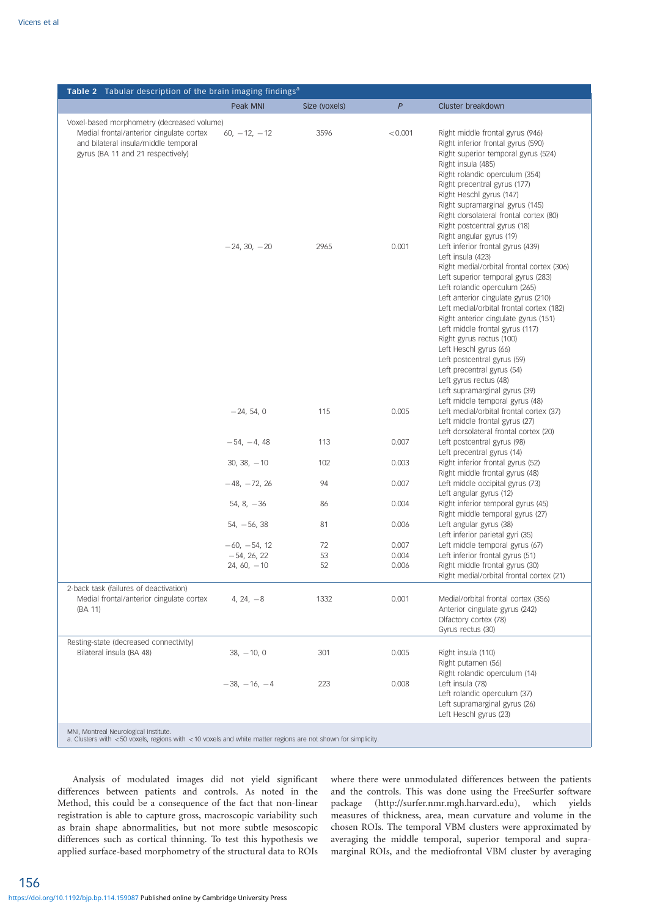**Table 2** Tabular description of the brain imaging findings[a]

| | Peak MNI | Size (voxels) | *P* | Cluster breakdown |
|---|---|---|---|---|
| Voxel-based morphometry (decreased volume) | | | | |
| Medial frontal/anterior cingulate cortex and bilateral insula/middle temporal gyrus (BA 11 and 21 respectively) | 60, −12, −12 | 3596 | <0.001 | Right middle frontal gyrus (946)<br>Right inferior frontal gyrus (590)<br>Right superior temporal gyrus (524)<br>Right insula (485)<br>Right rolandic operculum (354)<br>Right precentral gyrus (177)<br>Right Heschl gyrus (147)<br>Right supramarginal gyrus (145)<br>Right dorsolateral frontal cortex (80)<br>Right postcentral gyrus (18)<br>Right angular gyrus (19) |
| | −24, 30, −20 | 2965 | 0.001 | Left inferior frontal gyrus (439)<br>Left insula (423)<br>Right medial/orbital frontal cortex (306)<br>Left superior temporal gyrus (283)<br>Left rolandic operculum (265)<br>Left anterior cingulate gyrus (210)<br>Left medial/orbital frontal cortex (182)<br>Right anterior cingulate gyrus (151)<br>Left middle frontal gyrus (117)<br>Right gyrus rectus (100)<br>Left Heschl gyrus (66)<br>Left postcentral gyrus (59)<br>Left precentral gyrus (54)<br>Left gyrus rectus (48)<br>Left supramarginal gyrus (39)<br>Left middle temporal gyrus (48) |
| | −24, 54, 0 | 115 | 0.005 | Left medial/orbital frontal cortex (37)<br>Left middle frontal gyrus (27)<br>Left dorsolateral frontal cortex (20) |
| | −54, −4, 48 | 113 | 0.007 | Left postcentral gyrus (98)<br>Left precentral gyrus (14) |
| | 30, 38, −10 | 102 | 0.003 | Right inferior frontal gyrus (52)<br>Right middle frontal gyrus (48) |
| | −48, −72, 26 | 94 | 0.007 | Left middle occipital gyrus (73)<br>Left angular gyrus (12) |
| | 54, 8, −36 | 86 | 0.004 | Right inferior temporal gyrus (45)<br>Right middle temporal gyrus (27) |
| | 54, −56, 38 | 81 | 0.006 | Left angular gyrus (38)<br>Left inferior parietal gyri (35) |
| | −60, −54, 12 | 72 | 0.007 | Left middle temporal gyrus (67) |
| | −54, 26, 22 | 53 | 0.004 | Left inferior frontal gyrus (51) |
| | 24, 60, −10 | 52 | 0.006 | Right middle frontal gyrus (30)<br>Right medial/orbital frontal cortex (21) |
| 2-back task (failures of deactivation) | | | | |
| Medial frontal/anterior cingulate cortex (BA 11) | 4, 24, −8 | 1332 | 0.001 | Medial/orbital frontal cortex (356)<br>Anterior cingulate gyrus (242)<br>Olfactory cortex (78)<br>Gyrus rectus (30) |
| Resting-state (decreased connectivity) | | | | |
| Bilateral insula (BA 48) | 38, −10, 0 | 301 | 0.005 | Right insula (110)<br>Right putamen (56)<br>Right rolandic operculum (14) |
| | −38, −16, −4 | 223 | 0.008 | Left insula (78)<br>Left rolandic operculum (37)<br>Left supramarginal gyrus (26)<br>Left Heschl gyrus (23) |

MNI, Montreal Neurological Institute.
a. Clusters with <50 voxels, regions with <10 voxels and white matter regions are not shown for simplicity.

Analysis of modulated images did not yield significant differences between patients and controls. As noted in the Method, this could be a consequence of the fact that non-linear registration is able to capture gross, macroscopic variability such as brain shape abnormalities, but not more subtle mesoscopic differences such as cortical thinning. To test this hypothesis we applied surface-based morphometry of the structural data to ROIs where there were unmodulated differences between the patients and the controls. This was done using the FreeSurfer software package (http://surfer.nmr.mgh.harvard.edu), which yields measures of thickness, area, mean curvature and volume in the chosen ROIs. The temporal VBM clusters were approximated by averaging the middle temporal, superior temporal and supramarginal ROIs, and the mediofrontal VBM cluster by averaging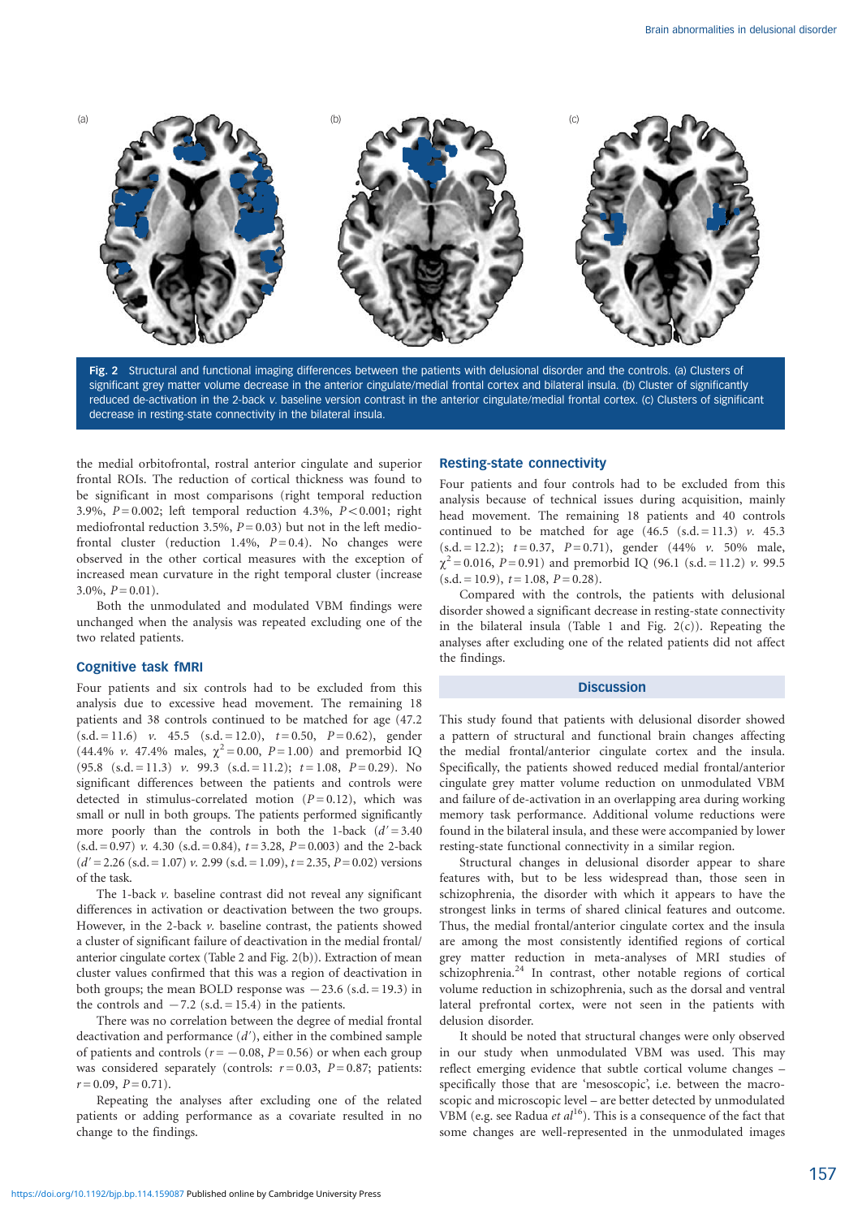Fig. 2 Structural and functional imaging differences between the patients with delusional disorder and the controls. (a) Clusters of significant grey matter volume decrease in the anterior cingulate/medial frontal cortex and bilateral insula. (b) Cluster of significantly reduced de-activation in the 2-back *v.* baseline version contrast in the anterior cingulate/medial frontal cortex. (c) Clusters of significant decrease in resting-state connectivity in the bilateral insula.

the medial orbitofrontal, rostral anterior cingulate and superior frontal ROIs. The reduction of cortical thickness was found to be significant in most comparisons (right temporal reduction 3.9%, $P = 0.002$; left temporal reduction 4.3%, $P < 0.001$; right mediofrontal reduction 3.5%, $P = 0.03$) but not in the left mediofrontal cluster (reduction 1.4%, $P = 0.4$). No changes were observed in the other cortical measures with the exception of increased mean curvature in the right temporal cluster (increase 3.0%, $P = 0.01$).

Both the unmodulated and modulated VBM findings were unchanged when the analysis was repeated excluding one of the two related patients.

### Cognitive task fMRI

Four patients and six controls had to be excluded from this analysis due to excessive head movement. The remaining 18 patients and 38 controls continued to be matched for age (47.2 (s.d. = 11.6) *v.* 45.5 (s.d. = 12.0), $t = 0.50$, $P = 0.62$), gender (44.4% *v.* 47.4% males, $\chi^2 = 0.00$, $P = 1.00$) and premorbid IQ (95.8 (s.d. = 11.3) *v.* 99.3 (s.d. = 11.2); $t = 1.08$, $P = 0.29$). No significant differences between the patients and controls were detected in stimulus-correlated motion ($P = 0.12$), which was small or null in both groups. The patients performed significantly more poorly than the controls in both the 1-back ($d' = 3.40$ (s.d. = 0.97) *v.* 4.30 (s.d. = 0.84), $t = 3.28$, $P = 0.003$) and the 2-back ($d' = 2.26$ (s.d. = 1.07) *v.* 2.99 (s.d. = 1.09), $t = 2.35$, $P = 0.02$) versions of the task.

The 1-back *v.* baseline contrast did not reveal any significant differences in activation or deactivation between the two groups. However, in the 2-back *v.* baseline contrast, the patients showed a cluster of significant failure of deactivation in the medial frontal/anterior cingulate cortex (Table 2 and Fig. 2(b)). Extraction of mean cluster values confirmed that this was a region of deactivation in both groups; the mean BOLD response was −23.6 (s.d. = 19.3) in the controls and −7.2 (s.d. = 15.4) in the patients.

There was no correlation between the degree of medial frontal deactivation and performance ($d'$), either in the combined sample of patients and controls ($r = -0.08$, $P = 0.56$) or when each group was considered separately (controls: $r = 0.03$, $P = 0.87$; patients: $r = 0.09$, $P = 0.71$).

Repeating the analyses after excluding one of the related patients or adding performance as a covariate resulted in no change to the findings.

### Resting-state connectivity

Four patients and four controls had to be excluded from this analysis because of technical issues during acquisition, mainly head movement. The remaining 18 patients and 40 controls continued to be matched for age (46.5 (s.d. = 11.3) *v.* 45.3 (s.d. = 12.2); $t = 0.37$, $P = 0.71$), gender (44% *v.* 50% male, $\chi^2 = 0.016$, $P = 0.91$) and premorbid IQ (96.1 (s.d. = 11.2) *v.* 99.5 (s.d. = 10.9), $t = 1.08$, $P = 0.28$).

Compared with the controls, the patients with delusional disorder showed a significant decrease in resting-state connectivity in the bilateral insula (Table 1 and Fig. 2(c)). Repeating the analyses after excluding one of the related patients did not affect the findings.

## Discussion

This study found that patients with delusional disorder showed a pattern of structural and functional brain changes affecting the medial frontal/anterior cingulate cortex and the insula. Specifically, the patients showed reduced medial frontal/anterior cingulate grey matter volume reduction on unmodulated VBM and failure of de-activation in an overlapping area during working memory task performance. Additional volume reductions were found in the bilateral insula, and these were accompanied by lower resting-state functional connectivity in a similar region.

Structural changes in delusional disorder appear to share features with, but to be less widespread than, those seen in schizophrenia, the disorder with which it appears to have the strongest links in terms of shared clinical features and outcome. Thus, the medial frontal/anterior cingulate cortex and the insula are among the most consistently identified regions of cortical grey matter reduction in meta-analyses of MRI studies of schizophrenia.[24] In contrast, other notable regions of cortical volume reduction in schizophrenia, such as the dorsal and ventral lateral prefrontal cortex, were not seen in the patients with delusion disorder.

It should be noted that structural changes were only observed in our study when unmodulated VBM was used. This may reflect emerging evidence that subtle cortical volume changes – specifically those that are 'mesoscopic', i.e. between the macroscopic and microscopic level – are better detected by unmodulated VBM (e.g. see Radua *et al*[16]). This is a consequence of the fact that some changes are well-represented in the unmodulated images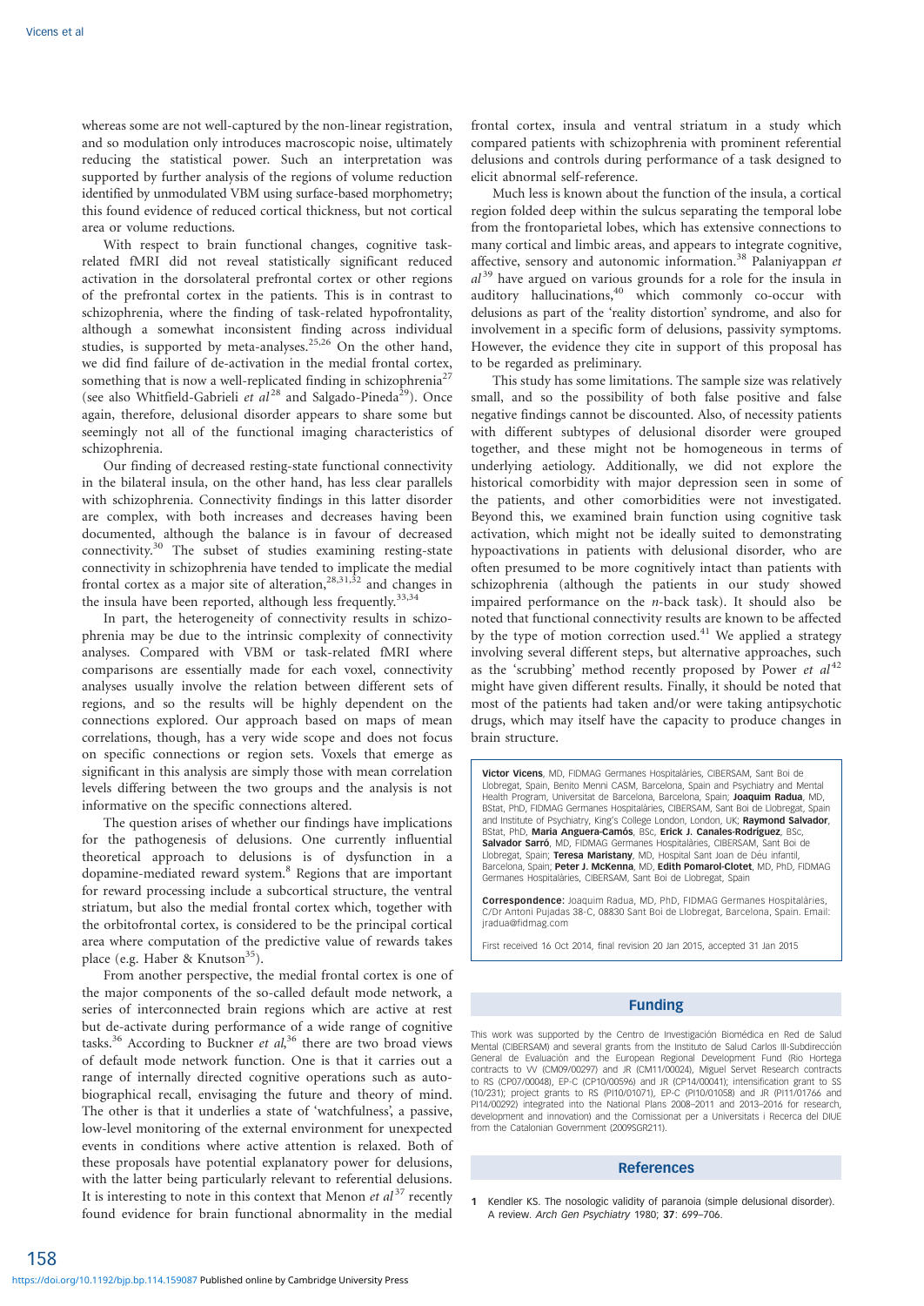whereas some are not well-captured by the non-linear registration, and so modulation only introduces macroscopic noise, ultimately reducing the statistical power. Such an interpretation was supported by further analysis of the regions of volume reduction identified by unmodulated VBM using surface-based morphometry; this found evidence of reduced cortical thickness, but not cortical area or volume reductions.

With respect to brain functional changes, cognitive task-related fMRI did not reveal statistically significant reduced activation in the dorsolateral prefrontal cortex or other regions of the prefrontal cortex in the patients. This is in contrast to schizophrenia, where the finding of task-related hypofrontality, although a somewhat inconsistent finding across individual studies, is supported by meta-analyses.[25,26] On the other hand, we did find failure of de-activation in the medial frontal cortex, something that is now a well-replicated finding in schizophrenia[27] (see also Whitfield-Gabrieli *et al*[28] and Salgado-Pineda[29]). Once again, therefore, delusional disorder appears to share some but seemingly not all of the functional imaging characteristics of schizophrenia.

Our finding of decreased resting-state functional connectivity in the bilateral insula, on the other hand, has less clear parallels with schizophrenia. Connectivity findings in this latter disorder are complex, with both increases and decreases having been documented, although the balance is in favour of decreased connectivity.[30] The subset of studies examining resting-state connectivity in schizophrenia have tended to implicate the medial frontal cortex as a major site of alteration,[28,31,32] and changes in the insula have been reported, although less frequently.[33,34]

In part, the heterogeneity of connectivity results in schizophrenia may be due to the intrinsic complexity of connectivity analyses. Compared with VBM or task-related fMRI where comparisons are essentially made for each voxel, connectivity analyses usually involve the relation between different sets of regions, and so the results will be highly dependent on the connections explored. Our approach based on maps of mean correlations, though, has a very wide scope and does not focus on specific connections or region sets. Voxels that emerge as significant in this analysis are simply those with mean correlation levels differing between the two groups and the analysis is not informative on the specific connections altered.

The question arises of whether our findings have implications for the pathogenesis of delusions. One currently influential theoretical approach to delusions is of dysfunction in a dopamine-mediated reward system.[8] Regions that are important for reward processing include a subcortical structure, the ventral striatum, but also the medial frontal cortex which, together with the orbitofrontal cortex, is considered to be the principal cortical area where computation of the predictive value of rewards takes place (e.g. Haber & Knutson[35]).

From another perspective, the medial frontal cortex is one of the major components of the so-called default mode network, a series of interconnected brain regions which are active at rest but de-activate during performance of a wide range of cognitive tasks.[36] According to Buckner *et al*,[36] there are two broad views of default mode network function. One is that it carries out a range of internally directed cognitive operations such as autobiographical recall, envisaging the future and theory of mind. The other is that it underlies a state of 'watchfulness', a passive, low-level monitoring of the external environment for unexpected events in conditions where active attention is relaxed. Both of these proposals have potential explanatory power for delusions, with the latter being particularly relevant to referential delusions. It is interesting to note in this context that Menon *et al*[37] recently found evidence for brain functional abnormality in the medial frontal cortex, insula and ventral striatum in a study which compared patients with schizophrenia with prominent referential delusions and controls during performance of a task designed to elicit abnormal self-reference.

Much less is known about the function of the insula, a cortical region folded deep within the sulcus separating the temporal lobe from the frontoparietal lobes, which has extensive connections to many cortical and limbic areas, and appears to integrate cognitive, affective, sensory and autonomic information.[38] Palaniyappan *et al*[39] have argued on various grounds for a role for the insula in auditory hallucinations,[40] which commonly co-occur with delusions as part of the 'reality distortion' syndrome, and also for involvement in a specific form of delusions, passivity symptoms. However, the evidence they cite in support of this proposal has to be regarded as preliminary.

This study has some limitations. The sample size was relatively small, and so the possibility of both false positive and false negative findings cannot be discounted. Also, of necessity patients with different subtypes of delusional disorder were grouped together, and these might not be homogeneous in terms of underlying aetiology. Additionally, we did not explore the historical comorbidity with major depression seen in some of the patients, and other comorbidities were not investigated. Beyond this, we examined brain function using cognitive task activation, which might not be ideally suited to demonstrating hypoactivations in patients with delusional disorder, who are often presumed to be more cognitively intact than patients with schizophrenia (although the patients in our study showed impaired performance on the *n*-back task). It should also be noted that functional connectivity results are known to be affected by the type of motion correction used.[41] We applied a strategy involving several different steps, but alternative approaches, such as the 'scrubbing' method recently proposed by Power *et al*[42] might have given different results. Finally, it should be noted that most of the patients had taken and/or were taking antipsychotic drugs, which may itself have the capacity to produce changes in brain structure.

**Victor Vicens**, MD, FIDMAG Germanes Hospitalàries, CIBERSAM, Sant Boi de Llobregat, Spain, Benito Menni CASM, Barcelona, Spain and Psychiatry and Mental Health Program, Universitat de Barcelona, Barcelona, Spain; **Joaquim Radua**, MD, BStat, PhD, FIDMAG Germanes Hospitalàries, CIBERSAM, Sant Boi de Llobregat, Spain and Institute of Psychiatry, King's College London, London, UK; **Raymond Salvador**, BStat, PhD, **Maria Anguera-Camós**, BSc, **Erick J. Canales-Rodríguez**, BSc, **Salvador Sarró**, MD, FIDMAG Germanes Hospitalàries, CIBERSAM, Sant Boi de Llobregat, Spain; **Teresa Maristany**, MD, Hospital Sant Joan de Déu infantil, Barcelona, Spain; **Peter J. McKenna**, MD, **Edith Pomarol-Clotet**, MD, PhD, FIDMAG Germanes Hospitalàries, CIBERSAM, Sant Boi de Llobregat, Spain

**Correspondence**: Joaquim Radua, MD, PhD, FIDMAG Germanes Hospitalàries, C/Dr Antoni Pujadas 38-C, 08830 Sant Boi de Llobregat, Barcelona, Spain. Email: jradua@fidmag.com

First received 16 Oct 2014, final revision 20 Jan 2015, accepted 31 Jan 2015

## Funding

This work was supported by the Centro de Investigación Biomédica en Red de Salud Mental (CIBERSAM) and several grants from the Instituto de Salud Carlos III-Subdirección General de Evaluación and the European Regional Development Fund (Rio Hortega contracts to VV (CM09/00297) and JR (CM11/00024), Miguel Servet Research contracts to RS (CP07/00048), EP-C (CP10/00596) and JR (CP14/00041); intensification grant to SS (10/231); project grants to RS (PI10/01071), EP-C (PI10/01058) and JR (PI11/01766 and PI14/00292) integrated into the National Plans 2008–2011 and 2013–2016 for research, development and innovation) and the Comissionat per a Universitats i Recerca del DIUE from the Catalonian Government (2009SGR211).

## References

1 Kendler KS. The nosologic validity of paranoia (simple delusional disorder). A review. *Arch Gen Psychiatry* 1980; **37**: 699–706.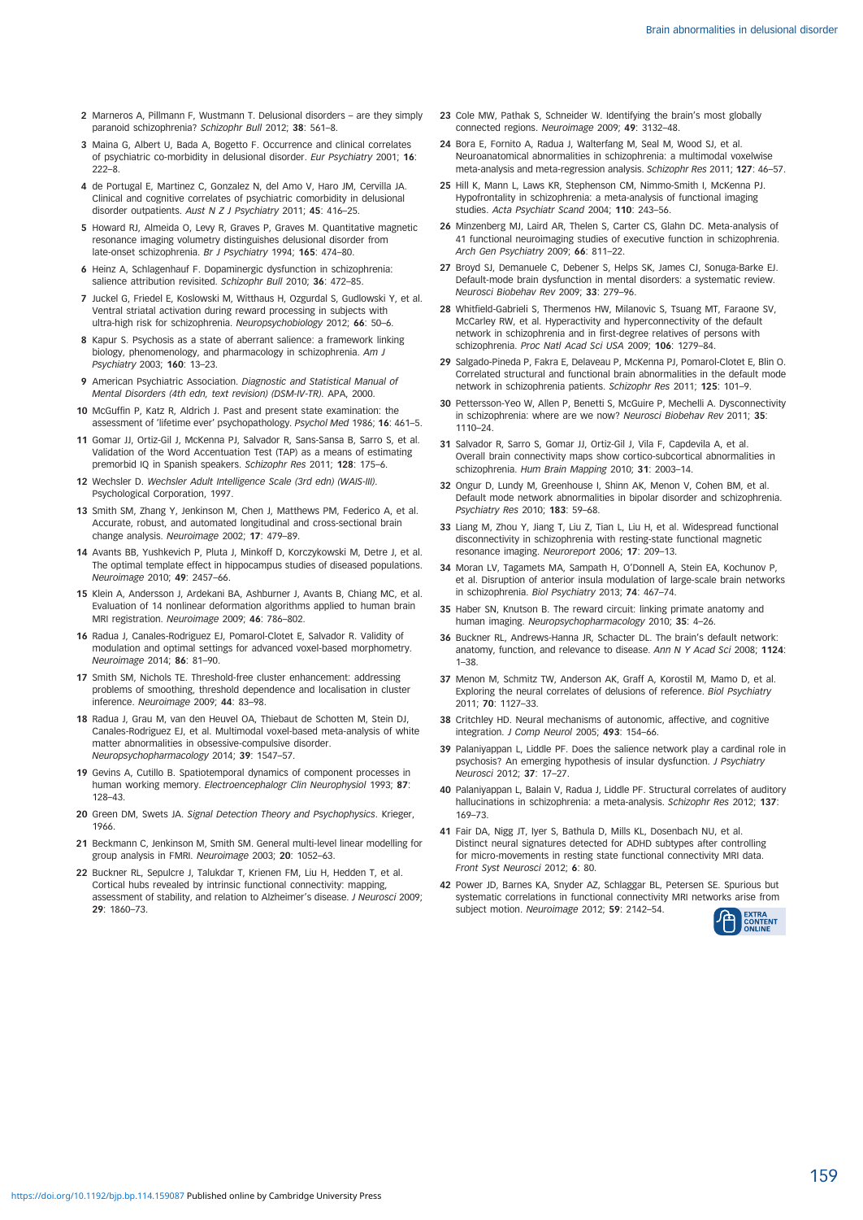2 Marneros A, Pillmann F, Wustmann T. Delusional disorders – are they simply paranoid schizophrenia? *Schizophr Bull* 2012; **38**: 561–8.

3 Maina G, Albert U, Bada A, Bogetto F. Occurrence and clinical correlates of psychiatric co-morbidity in delusional disorder. *Eur Psychiatry* 2001; **16**: 222–8.

4 de Portugal E, Martinez C, Gonzalez N, del Amo V, Haro JM, Cervilla JA. Clinical and cognitive correlates of psychiatric comorbidity in delusional disorder outpatients. *Aust N Z J Psychiatry* 2011; **45**: 416–25.

5 Howard RJ, Almeida O, Levy R, Graves P, Graves M. Quantitative magnetic resonance imaging volumetry distinguishes delusional disorder from late-onset schizophrenia. *Br J Psychiatry* 1994; **165**: 474–80.

6 Heinz A, Schlagenhauf F. Dopaminergic dysfunction in schizophrenia: salience attribution revisited. *Schizophr Bull* 2010; **36**: 472–85.

7 Juckel G, Friedel E, Koslowski M, Witthaus H, Ozgurdal S, Gudlowski Y, et al. Ventral striatal activation during reward processing in subjects with ultra-high risk for schizophrenia. *Neuropsychobiology* 2012; **66**: 50–6.

8 Kapur S. Psychosis as a state of aberrant salience: a framework linking biology, phenomenology, and pharmacology in schizophrenia. *Am J Psychiatry* 2003; **160**: 13–23.

9 American Psychiatric Association. *Diagnostic and Statistical Manual of Mental Disorders (4th edn, text revision) (DSM-IV-TR)*. APA, 2000.

10 McGuffin P, Katz R, Aldrich J. Past and present state examination: the assessment of 'lifetime ever' psychopathology. *Psychol Med* 1986; **16**: 461–5.

11 Gomar JJ, Ortiz-Gil J, McKenna PJ, Salvador R, Sans-Sansa B, Sarro S, et al. Validation of the Word Accentuation Test (TAP) as a means of estimating premorbid IQ in Spanish speakers. *Schizophr Res* 2011; **128**: 175–6.

12 Wechsler D. *Wechsler Adult Intelligence Scale (3rd edn) (WAIS-III)*. Psychological Corporation, 1997.

13 Smith SM, Zhang Y, Jenkinson M, Chen J, Matthews PM, Federico A, et al. Accurate, robust, and automated longitudinal and cross-sectional brain change analysis. *Neuroimage* 2002; **17**: 479–89.

14 Avants BB, Yushkevich P, Pluta J, Minkoff D, Korczykowski M, Detre J, et al. The optimal template effect in hippocampus studies of diseased populations. *Neuroimage* 2010; **49**: 2457–66.

15 Klein A, Andersson J, Ardekani BA, Ashburner J, Avants B, Chiang MC, et al. Evaluation of 14 nonlinear deformation algorithms applied to human brain MRI registration. *Neuroimage* 2009; **46**: 786–802.

16 Radua J, Canales-Rodriguez EJ, Pomarol-Clotet E, Salvador R. Validity of modulation and optimal settings for advanced voxel-based morphometry. *Neuroimage* 2014; **86**: 81–90.

17 Smith SM, Nichols TE. Threshold-free cluster enhancement: addressing problems of smoothing, threshold dependence and localisation in cluster inference. *Neuroimage* 2009; **44**: 83–98.

18 Radua J, Grau M, van den Heuvel OA, Thiebaut de Schotten M, Stein DJ, Canales-Rodriguez EJ, et al. Multimodal voxel-based meta-analysis of white matter abnormalities in obsessive-compulsive disorder. *Neuropsychopharmacology* 2014; **39**: 1547–57.

19 Gevins A, Cutillo B. Spatiotemporal dynamics of component processes in human working memory. *Electroencephalogr Clin Neurophysiol* 1993; **87**: 128–43.

20 Green DM, Swets JA. *Signal Detection Theory and Psychophysics*. Krieger, 1966.

21 Beckmann C, Jenkinson M, Smith SM. General multi-level linear modelling for group analysis in FMRI. *Neuroimage* 2003; **20**: 1052–63.

22 Buckner RL, Sepulcre J, Talukdar T, Krienen FM, Liu H, Hedden T, et al. Cortical hubs revealed by intrinsic functional connectivity: mapping, assessment of stability, and relation to Alzheimer's disease. *J Neurosci* 2009; **29**: 1860–73.

23 Cole MW, Pathak S, Schneider W. Identifying the brain's most globally connected regions. *Neuroimage* 2009; **49**: 3132–48.

24 Bora E, Fornito A, Radua J, Walterfang M, Seal M, Wood SJ, et al. Neuroanatomical abnormalities in schizophrenia: a multimodal voxelwise meta-analysis and meta-regression analysis. *Schizophr Res* 2011; **127**: 46–57.

25 Hill K, Mann L, Laws KR, Stephenson CM, Nimmo-Smith I, McKenna PJ. Hypofrontality in schizophrenia: a meta-analysis of functional imaging studies. *Acta Psychiatr Scand* 2004; **110**: 243–56.

26 Minzenberg MJ, Laird AR, Thelen S, Carter CS, Glahn DC. Meta-analysis of 41 functional neuroimaging studies of executive function in schizophrenia. *Arch Gen Psychiatry* 2009; **66**: 811–22.

27 Broyd SJ, Demanuele C, Debener S, Helps SK, James CJ, Sonuga-Barke EJ. Default-mode brain dysfunction in mental disorders: a systematic review. *Neurosci Biobehav Rev* 2009; **33**: 279–96.

28 Whitfield-Gabrieli S, Thermenos HW, Milanovic S, Tsuang MT, Faraone SV, McCarley RW, et al. Hyperactivity and hyperconnectivity of the default network in schizophrenia and in first-degree relatives of persons with schizophrenia. *Proc Natl Acad Sci USA* 2009; **106**: 1279–84.

29 Salgado-Pineda P, Fakra E, Delaveau P, McKenna PJ, Pomarol-Clotet E, Blin O. Correlated structural and functional brain abnormalities in the default mode network in schizophrenia patients. *Schizophr Res* 2011; **125**: 101–9.

30 Pettersson-Yeo W, Allen P, Benetti S, McGuire P, Mechelli A. Dysconnectivity in schizophrenia: where are we now? *Neurosci Biobehav Rev* 2011; **35**: 1110–24.

31 Salvador R, Sarro S, Gomar JJ, Ortiz-Gil J, Vila F, Capdevila A, et al. Overall brain connectivity maps show cortico-subcortical abnormalities in schizophrenia. *Hum Brain Mapping* 2010; **31**: 2003–14.

32 Ongur D, Lundy M, Greenhouse I, Shinn AK, Menon V, Cohen BM, et al. Default mode network abnormalities in bipolar disorder and schizophrenia. *Psychiatry Res* 2010; **183**: 59–68.

33 Liang M, Zhou Y, Jiang T, Liu Z, Tian L, Liu H, et al. Widespread functional disconnectivity in schizophrenia with resting-state functional magnetic resonance imaging. *Neuroreport* 2006; **17**: 209–13.

34 Moran LV, Tagamets MA, Sampath H, O'Donnell A, Stein EA, Kochunov P, et al. Disruption of anterior insula modulation of large-scale brain networks in schizophrenia. *Biol Psychiatry* 2013; **74**: 467–74.

35 Haber SN, Knutson B. The reward circuit: linking primate anatomy and human imaging. *Neuropsychopharmacology* 2010; **35**: 4–26.

36 Buckner RL, Andrews-Hanna JR, Schacter DL. The brain's default network: anatomy, function, and relevance to disease. *Ann N Y Acad Sci* 2008; **1124**: 1–38.

37 Menon M, Schmitz TW, Anderson AK, Graff A, Korostil M, Mamo D, et al. Exploring the neural correlates of delusions of reference. *Biol Psychiatry* 2011; **70**: 1127–33.

38 Critchley HD. Neural mechanisms of autonomic, affective, and cognitive integration. *J Comp Neurol* 2005; **493**: 154–66.

39 Palaniyappan L, Liddle PF. Does the salience network play a cardinal role in psychosis? An emerging hypothesis of insular dysfunction. *J Psychiatry Neurosci* 2012; **37**: 17–27.

40 Palaniyappan L, Balain V, Radua J, Liddle PF. Structural correlates of auditory hallucinations in schizophrenia: a meta-analysis. *Schizophr Res* 2012; **137**: 169–73.

41 Fair DA, Nigg JT, Iyer S, Bathula D, Mills KL, Dosenbach NU, et al. Distinct neural signatures detected for ADHD subtypes after controlling for micro-movements in resting state functional connectivity MRI data. *Front Syst Neurosci* 2012; **6**: 80.

42 Power JD, Barnes KA, Snyder AZ, Schlaggar BL, Petersen SE. Spurious but systematic correlations in functional connectivity MRI networks arise from subject motion. *Neuroimage* 2012; **59**: 2142–54.

EXTRA CONTENT ONLINE